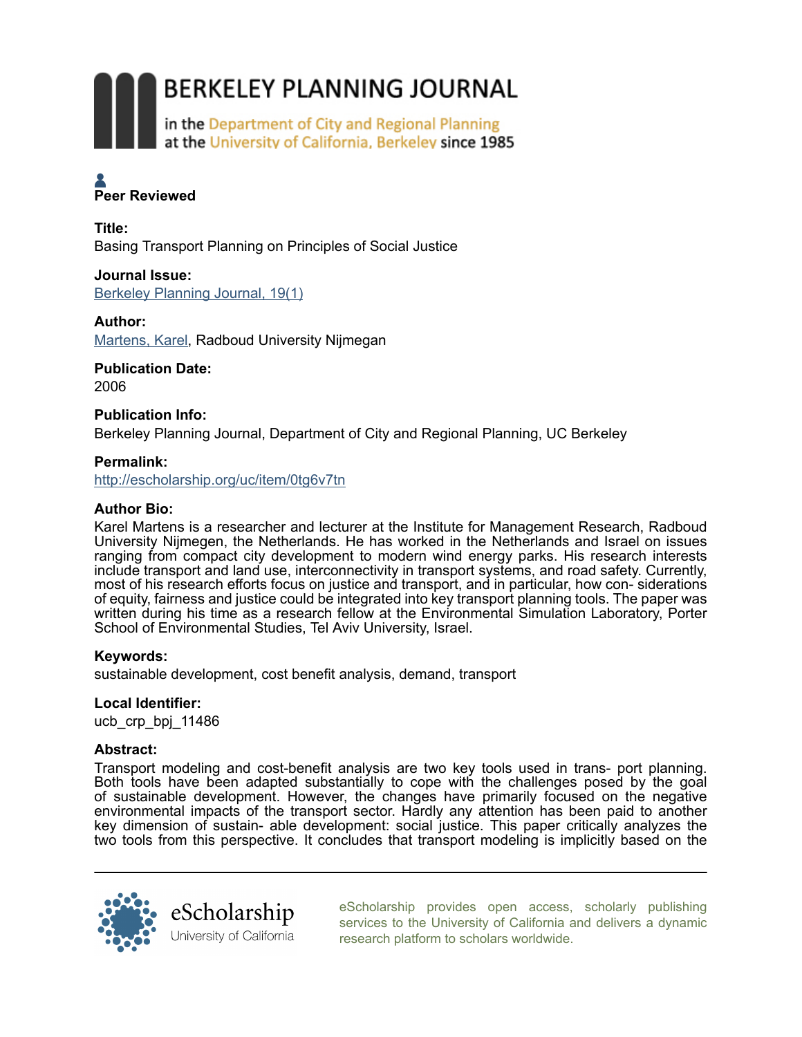# BERKELEY PLANNING JOURNAL

in the Department of City and Regional Planning
at the University of California, Berkeley since 1985

**Peer Reviewed**

**Title:**
Basing Transport Planning on Principles of Social Justice

**Journal Issue:**
Berkeley Planning Journal, 19(1)

**Author:**
Martens, Karel, Radboud University Nijmegan

**Publication Date:**
2006

**Publication Info:**
Berkeley Planning Journal, Department of City and Regional Planning, UC Berkeley

**Permalink:**
http://escholarship.org/uc/item/0tg6v7tn

**Author Bio:**
Karel Martens is a researcher and lecturer at the Institute for Management Research, Radboud University Nijmegen, the Netherlands. He has worked in the Netherlands and Israel on issues ranging from compact city development to modern wind energy parks. His research interests include transport and land use, interconnectivity in transport systems, and road safety. Currently, most of his research efforts focus on justice and transport, and in particular, how con- siderations of equity, fairness and justice could be integrated into key transport planning tools. The paper was written during his time as a research fellow at the Environmental Simulation Laboratory, Porter School of Environmental Studies, Tel Aviv University, Israel.

**Keywords:**
sustainable development, cost benefit analysis, demand, transport

**Local Identifier:**
ucb_crp_bpj_11486

**Abstract:**
Transport modeling and cost-benefit analysis are two key tools used in trans- port planning. Both tools have been adapted substantially to cope with the challenges posed by the goal of sustainable development. However, the changes have primarily focused on the negative environmental impacts of the transport sector. Hardly any attention has been paid to another key dimension of sustain- able development: social justice. This paper critically analyzes the two tools from this perspective. It concludes that transport modeling is implicitly based on the

eScholarship
University of California

eScholarship provides open access, scholarly publishing services to the University of California and delivers a dynamic research platform to scholars worldwide.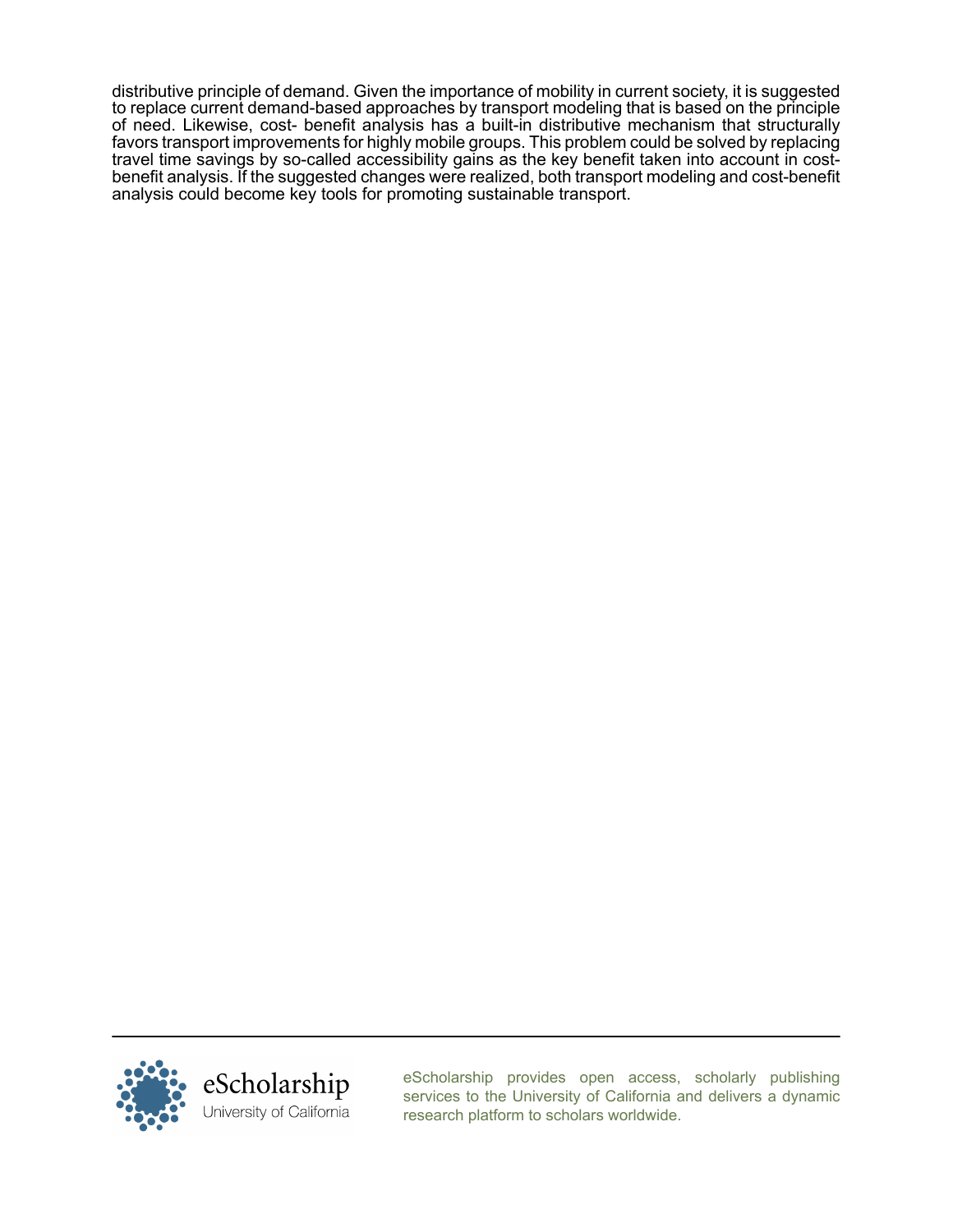distributive principle of demand. Given the importance of mobility in current society, it is suggested to replace current demand-based approaches by transport modeling that is based on the principle of need. Likewise, cost- benefit analysis has a built-in distributive mechanism that structurally favors transport improvements for highly mobile groups. This problem could be solved by replacing travel time savings by so-called accessibility gains as the key benefit taken into account in cost-benefit analysis. If the suggested changes were realized, both transport modeling and cost-benefit analysis could become key tools for promoting sustainable transport.

eScholarship provides open access, scholarly publishing services to the University of California and delivers a dynamic research platform to scholars worldwide.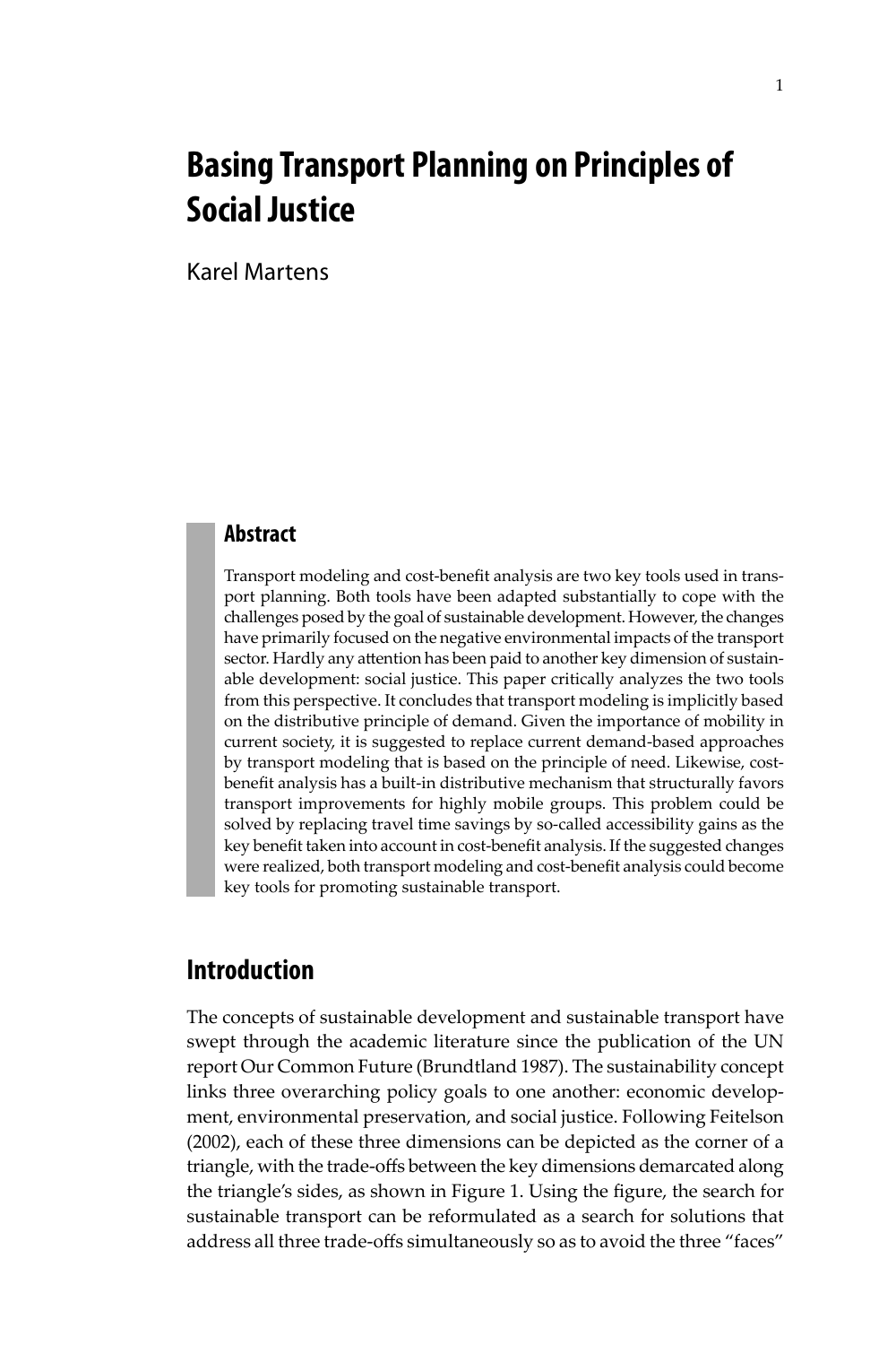# Basing Transport Planning on Principles of Social Justice

Karel Martens

## Abstract

Transport modeling and cost-benefit analysis are two key tools used in transport planning. Both tools have been adapted substantially to cope with the challenges posed by the goal of sustainable development. However, the changes have primarily focused on the negative environmental impacts of the transport sector. Hardly any attention has been paid to another key dimension of sustainable development: social justice. This paper critically analyzes the two tools from this perspective. It concludes that transport modeling is implicitly based on the distributive principle of demand. Given the importance of mobility in current society, it is suggested to replace current demand-based approaches by transport modeling that is based on the principle of need. Likewise, cost-benefit analysis has a built-in distributive mechanism that structurally favors transport improvements for highly mobile groups. This problem could be solved by replacing travel time savings by so-called accessibility gains as the key benefit taken into account in cost-benefit analysis. If the suggested changes were realized, both transport modeling and cost-benefit analysis could become key tools for promoting sustainable transport.

## Introduction

The concepts of sustainable development and sustainable transport have swept through the academic literature since the publication of the UN report Our Common Future (Brundtland 1987). The sustainability concept links three overarching policy goals to one another: economic development, environmental preservation, and social justice. Following Feitelson (2002), each of these three dimensions can be depicted as the corner of a triangle, with the trade-offs between the key dimensions demarcated along the triangle's sides, as shown in Figure 1. Using the figure, the search for sustainable transport can be reformulated as a search for solutions that address all three trade-offs simultaneously so as to avoid the three "faces"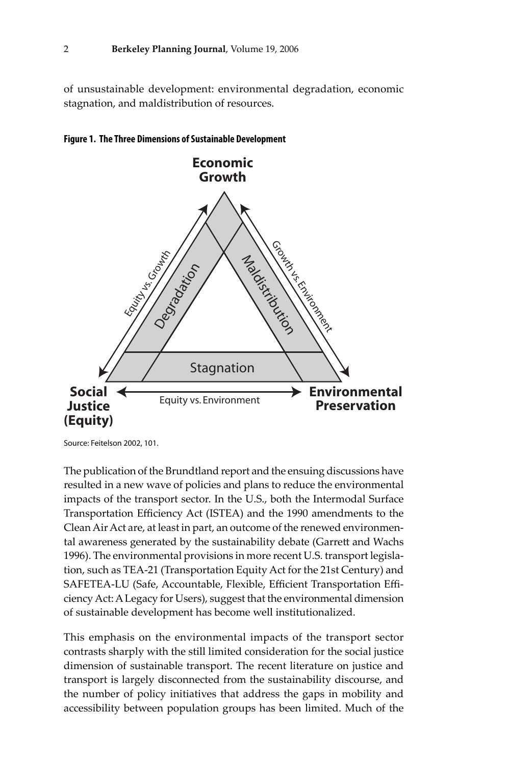of unsustainable development: environmental degradation, economic stagnation, and maldistribution of resources.

**Figure 1. The Three Dimensions of Sustainable Development**

Source: Feitelson 2002, 101.

The publication of the Brundtland report and the ensuing discussions have resulted in a new wave of policies and plans to reduce the environmental impacts of the transport sector. In the U.S., both the Intermodal Surface Transportation Efficiency Act (ISTEA) and the 1990 amendments to the Clean Air Act are, at least in part, an outcome of the renewed environmental awareness generated by the sustainability debate (Garrett and Wachs 1996). The environmental provisions in more recent U.S. transport legislation, such as TEA-21 (Transportation Equity Act for the 21st Century) and SAFETEA-LU (Safe, Accountable, Flexible, Efficient Transportation Efficiency Act: A Legacy for Users), suggest that the environmental dimension of sustainable development has become well institutionalized.

This emphasis on the environmental impacts of the transport sector contrasts sharply with the still limited consideration for the social justice dimension of sustainable transport. The recent literature on justice and transport is largely disconnected from the sustainability discourse, and the number of policy initiatives that address the gaps in mobility and accessibility between population groups has been limited. Much of the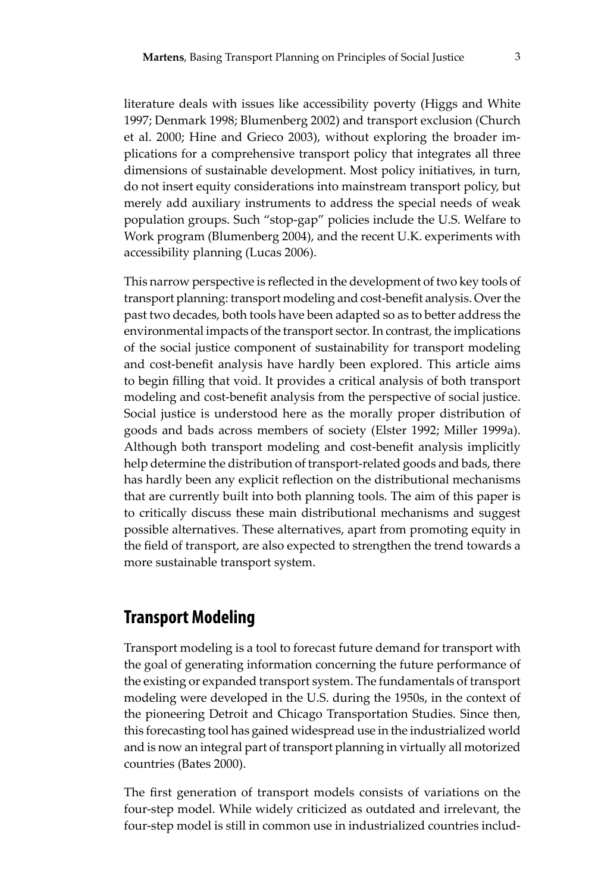literature deals with issues like accessibility poverty (Higgs and White 1997; Denmark 1998; Blumenberg 2002) and transport exclusion (Church et al. 2000; Hine and Grieco 2003), without exploring the broader implications for a comprehensive transport policy that integrates all three dimensions of sustainable development. Most policy initiatives, in turn, do not insert equity considerations into mainstream transport policy, but merely add auxiliary instruments to address the special needs of weak population groups. Such "stop-gap" policies include the U.S. Welfare to Work program (Blumenberg 2004), and the recent U.K. experiments with accessibility planning (Lucas 2006).

This narrow perspective is reflected in the development of two key tools of transport planning: transport modeling and cost-benefit analysis. Over the past two decades, both tools have been adapted so as to better address the environmental impacts of the transport sector. In contrast, the implications of the social justice component of sustainability for transport modeling and cost-benefit analysis have hardly been explored. This article aims to begin filling that void. It provides a critical analysis of both transport modeling and cost-benefit analysis from the perspective of social justice. Social justice is understood here as the morally proper distribution of goods and bads across members of society (Elster 1992; Miller 1999a). Although both transport modeling and cost-benefit analysis implicitly help determine the distribution of transport-related goods and bads, there has hardly been any explicit reflection on the distributional mechanisms that are currently built into both planning tools. The aim of this paper is to critically discuss these main distributional mechanisms and suggest possible alternatives. These alternatives, apart from promoting equity in the field of transport, are also expected to strengthen the trend towards a more sustainable transport system.

## Transport Modeling

Transport modeling is a tool to forecast future demand for transport with the goal of generating information concerning the future performance of the existing or expanded transport system. The fundamentals of transport modeling were developed in the U.S. during the 1950s, in the context of the pioneering Detroit and Chicago Transportation Studies. Since then, this forecasting tool has gained widespread use in the industrialized world and is now an integral part of transport planning in virtually all motorized countries (Bates 2000).

The first generation of transport models consists of variations on the four-step model. While widely criticized as outdated and irrelevant, the four-step model is still in common use in industrialized countries includ-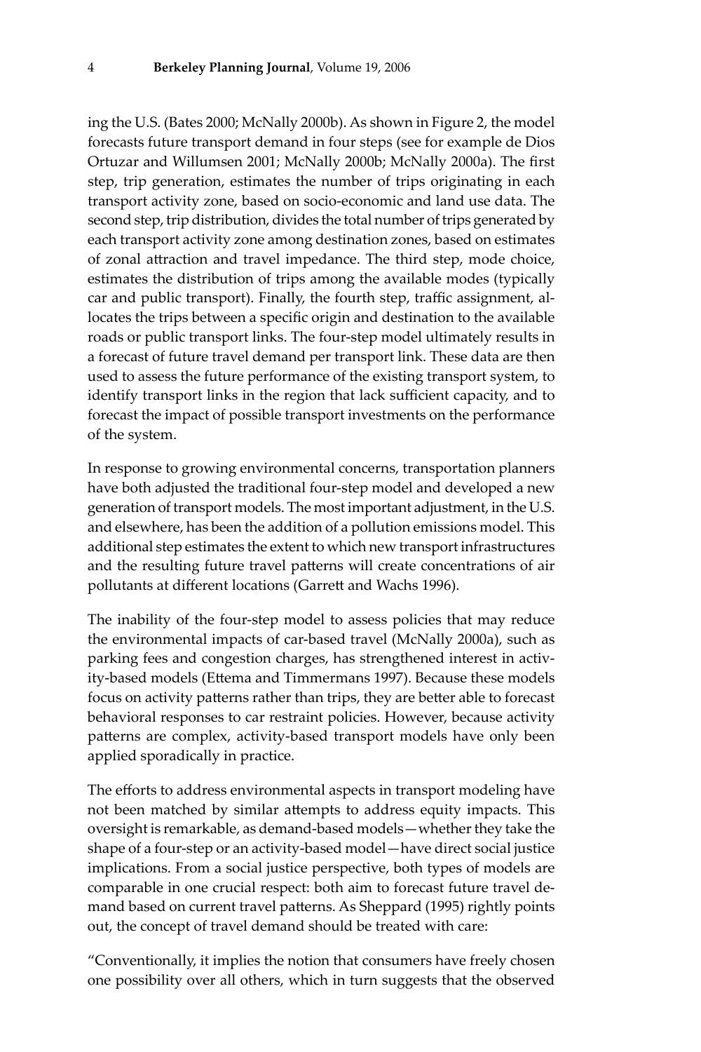ing the U.S. (Bates 2000; McNally 2000b). As shown in Figure 2, the model forecasts future transport demand in four steps (see for example de Dios Ortuzar and Willumsen 2001; McNally 2000b; McNally 2000a). The first step, trip generation, estimates the number of trips originating in each transport activity zone, based on socio-economic and land use data. The second step, trip distribution, divides the total number of trips generated by each transport activity zone among destination zones, based on estimates of zonal attraction and travel impedance. The third step, mode choice, estimates the distribution of trips among the available modes (typically car and public transport). Finally, the fourth step, traffic assignment, allocates the trips between a specific origin and destination to the available roads or public transport links. The four-step model ultimately results in a forecast of future travel demand per transport link. These data are then used to assess the future performance of the existing transport system, to identify transport links in the region that lack sufficient capacity, and to forecast the impact of possible transport investments on the performance of the system.

In response to growing environmental concerns, transportation planners have both adjusted the traditional four-step model and developed a new generation of transport models. The most important adjustment, in the U.S. and elsewhere, has been the addition of a pollution emissions model. This additional step estimates the extent to which new transport infrastructures and the resulting future travel patterns will create concentrations of air pollutants at different locations (Garrett and Wachs 1996).

The inability of the four-step model to assess policies that may reduce the environmental impacts of car-based travel (McNally 2000a), such as parking fees and congestion charges, has strengthened interest in activity-based models (Ettema and Timmermans 1997). Because these models focus on activity patterns rather than trips, they are better able to forecast behavioral responses to car restraint policies. However, because activity patterns are complex, activity-based transport models have only been applied sporadically in practice.

The efforts to address environmental aspects in transport modeling have not been matched by similar attempts to address equity impacts. This oversight is remarkable, as demand-based models—whether they take the shape of a four-step or an activity-based model—have direct social justice implications. From a social justice perspective, both types of models are comparable in one crucial respect: both aim to forecast future travel demand based on current travel patterns. As Sheppard (1995) rightly points out, the concept of travel demand should be treated with care:

"Conventionally, it implies the notion that consumers have freely chosen one possibility over all others, which in turn suggests that the observed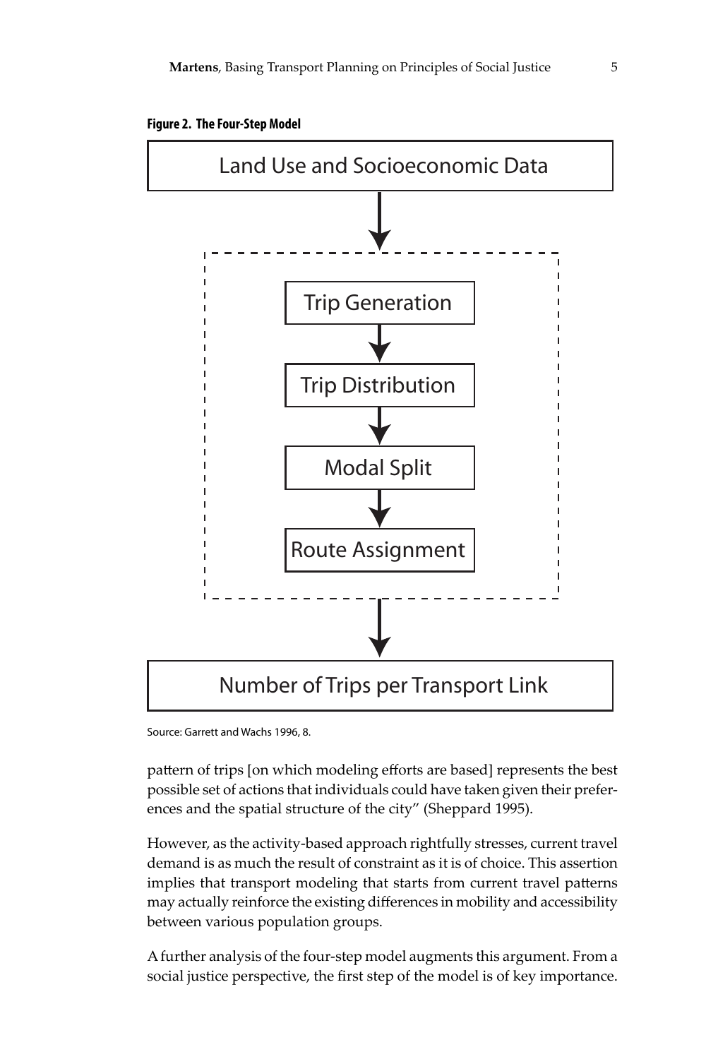**Figure 2. The Four-Step Model**

Land Use and Socioeconomic Data

Trip Generation

Trip Distribution

Modal Split

Route Assignment

Number of Trips per Transport Link

Source: Garrett and Wachs 1996, 8.

pattern of trips [on which modeling efforts are based] represents the best possible set of actions that individuals could have taken given their preferences and the spatial structure of the city" (Sheppard 1995).

However, as the activity-based approach rightfully stresses, current travel demand is as much the result of constraint as it is of choice. This assertion implies that transport modeling that starts from current travel patterns may actually reinforce the existing differences in mobility and accessibility between various population groups.

A further analysis of the four-step model augments this argument. From a social justice perspective, the first step of the model is of key importance.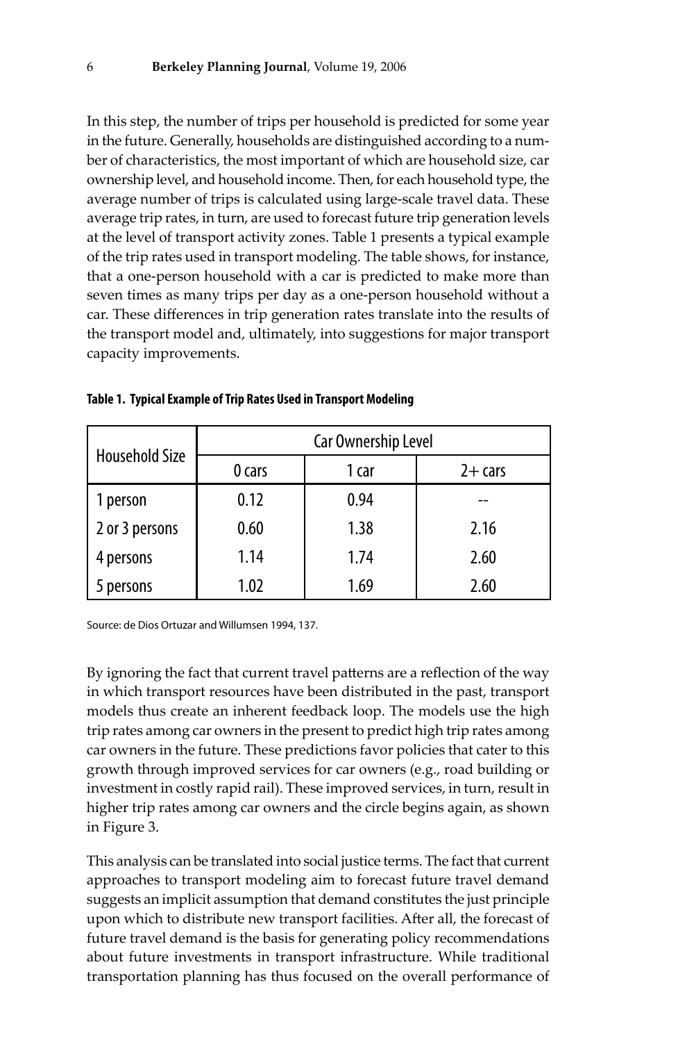In this step, the number of trips per household is predicted for some year in the future. Generally, households are distinguished according to a number of characteristics, the most important of which are household size, car ownership level, and household income. Then, for each household type, the average number of trips is calculated using large-scale travel data. These average trip rates, in turn, are used to forecast future trip generation levels at the level of transport activity zones. Table 1 presents a typical example of the trip rates used in transport modeling. The table shows, for instance, that a one-person household with a car is predicted to make more than seven times as many trips per day as a one-person household without a car. These differences in trip generation rates translate into the results of the transport model and, ultimately, into suggestions for major transport capacity improvements.

**Table 1. Typical Example of Trip Rates Used in Transport Modeling**

| Household Size | Car Ownership Level | | |
|---|---|---|---|
| | 0 cars | 1 car | 2+ cars |
| 1 person | 0.12 | 0.94 | -- |
| 2 or 3 persons | 0.60 | 1.38 | 2.16 |
| 4 persons | 1.14 | 1.74 | 2.60 |
| 5 persons | 1.02 | 1.69 | 2.60 |

Source: de Dios Ortuzar and Willumsen 1994, 137.

By ignoring the fact that current travel patterns are a reflection of the way in which transport resources have been distributed in the past, transport models thus create an inherent feedback loop. The models use the high trip rates among car owners in the present to predict high trip rates among car owners in the future. These predictions favor policies that cater to this growth through improved services for car owners (e.g., road building or investment in costly rapid rail). These improved services, in turn, result in higher trip rates among car owners and the circle begins again, as shown in Figure 3.

This analysis can be translated into social justice terms. The fact that current approaches to transport modeling aim to forecast future travel demand suggests an implicit assumption that demand constitutes the just principle upon which to distribute new transport facilities. After all, the forecast of future travel demand is the basis for generating policy recommendations about future investments in transport infrastructure. While traditional transportation planning has thus focused on the overall performance of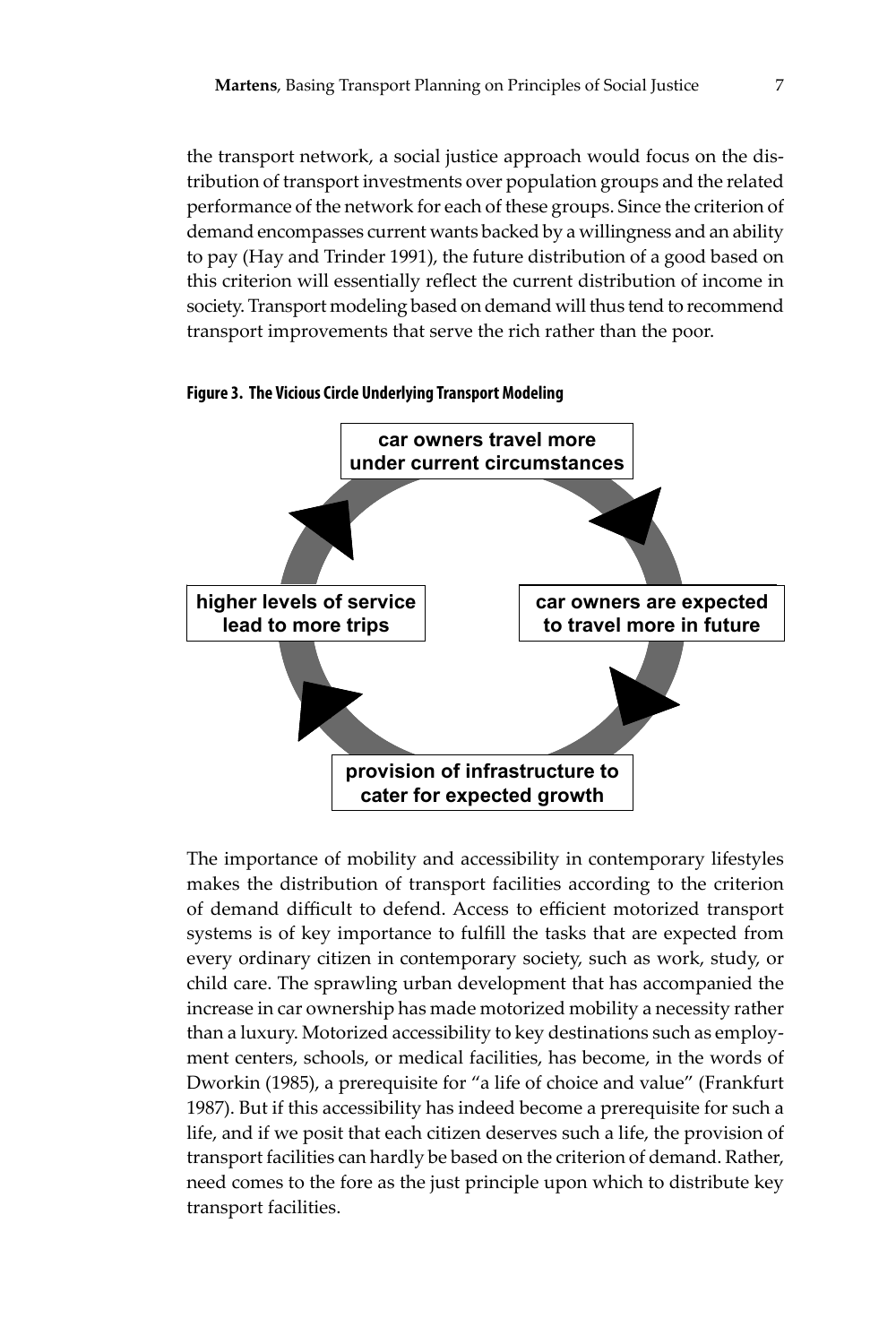the transport network, a social justice approach would focus on the distribution of transport investments over population groups and the related performance of the network for each of these groups. Since the criterion of demand encompasses current wants backed by a willingness and an ability to pay (Hay and Trinder 1991), the future distribution of a good based on this criterion will essentially reflect the current distribution of income in society. Transport modeling based on demand will thus tend to recommend transport improvements that serve the rich rather than the poor.

**Figure 3. The Vicious Circle Underlying Transport Modeling**

car owners travel more under current circumstances

car owners are expected to travel more in future

provision of infrastructure to cater for expected growth

higher levels of service lead to more trips

The importance of mobility and accessibility in contemporary lifestyles makes the distribution of transport facilities according to the criterion of demand difficult to defend. Access to efficient motorized transport systems is of key importance to fulfill the tasks that are expected from every ordinary citizen in contemporary society, such as work, study, or child care. The sprawling urban development that has accompanied the increase in car ownership has made motorized mobility a necessity rather than a luxury. Motorized accessibility to key destinations such as employment centers, schools, or medical facilities, has become, in the words of Dworkin (1985), a prerequisite for "a life of choice and value" (Frankfurt 1987). But if this accessibility has indeed become a prerequisite for such a life, and if we posit that each citizen deserves such a life, the provision of transport facilities can hardly be based on the criterion of demand. Rather, need comes to the fore as the just principle upon which to distribute key transport facilities.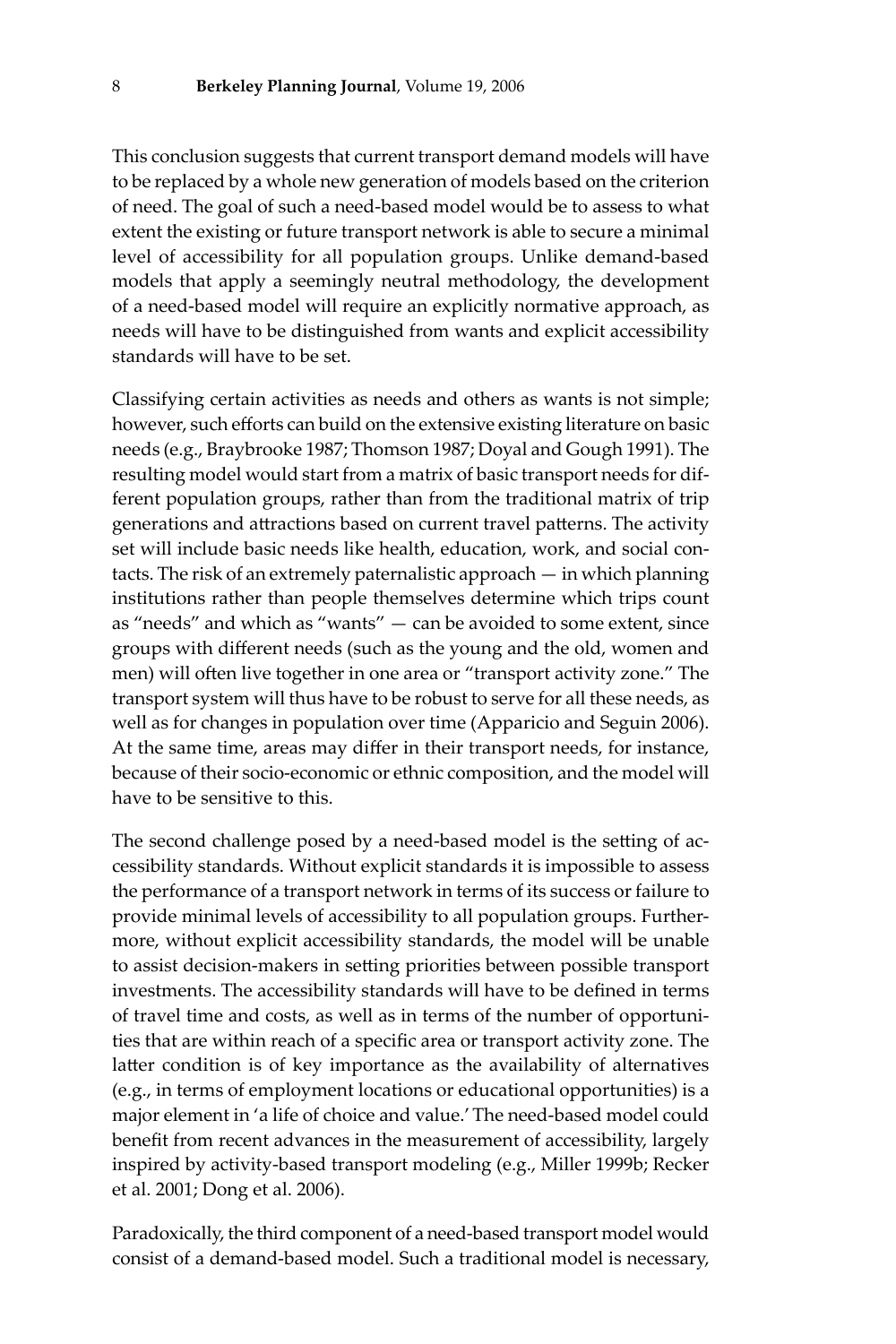This conclusion suggests that current transport demand models will have to be replaced by a whole new generation of models based on the criterion of need. The goal of such a need-based model would be to assess to what extent the existing or future transport network is able to secure a minimal level of accessibility for all population groups. Unlike demand-based models that apply a seemingly neutral methodology, the development of a need-based model will require an explicitly normative approach, as needs will have to be distinguished from wants and explicit accessibility standards will have to be set.

Classifying certain activities as needs and others as wants is not simple; however, such efforts can build on the extensive existing literature on basic needs (e.g., Braybrooke 1987; Thomson 1987; Doyal and Gough 1991). The resulting model would start from a matrix of basic transport needs for different population groups, rather than from the traditional matrix of trip generations and attractions based on current travel patterns. The activity set will include basic needs like health, education, work, and social contacts. The risk of an extremely paternalistic approach — in which planning institutions rather than people themselves determine which trips count as "needs" and which as "wants" — can be avoided to some extent, since groups with different needs (such as the young and the old, women and men) will often live together in one area or "transport activity zone." The transport system will thus have to be robust to serve for all these needs, as well as for changes in population over time (Apparicio and Seguin 2006). At the same time, areas may differ in their transport needs, for instance, because of their socio-economic or ethnic composition, and the model will have to be sensitive to this.

The second challenge posed by a need-based model is the setting of accessibility standards. Without explicit standards it is impossible to assess the performance of a transport network in terms of its success or failure to provide minimal levels of accessibility to all population groups. Furthermore, without explicit accessibility standards, the model will be unable to assist decision-makers in setting priorities between possible transport investments. The accessibility standards will have to be defined in terms of travel time and costs, as well as in terms of the number of opportunities that are within reach of a specific area or transport activity zone. The latter condition is of key importance as the availability of alternatives (e.g., in terms of employment locations or educational opportunities) is a major element in 'a life of choice and value.' The need-based model could benefit from recent advances in the measurement of accessibility, largely inspired by activity-based transport modeling (e.g., Miller 1999b; Recker et al. 2001; Dong et al. 2006).

Paradoxically, the third component of a need-based transport model would consist of a demand-based model. Such a traditional model is necessary,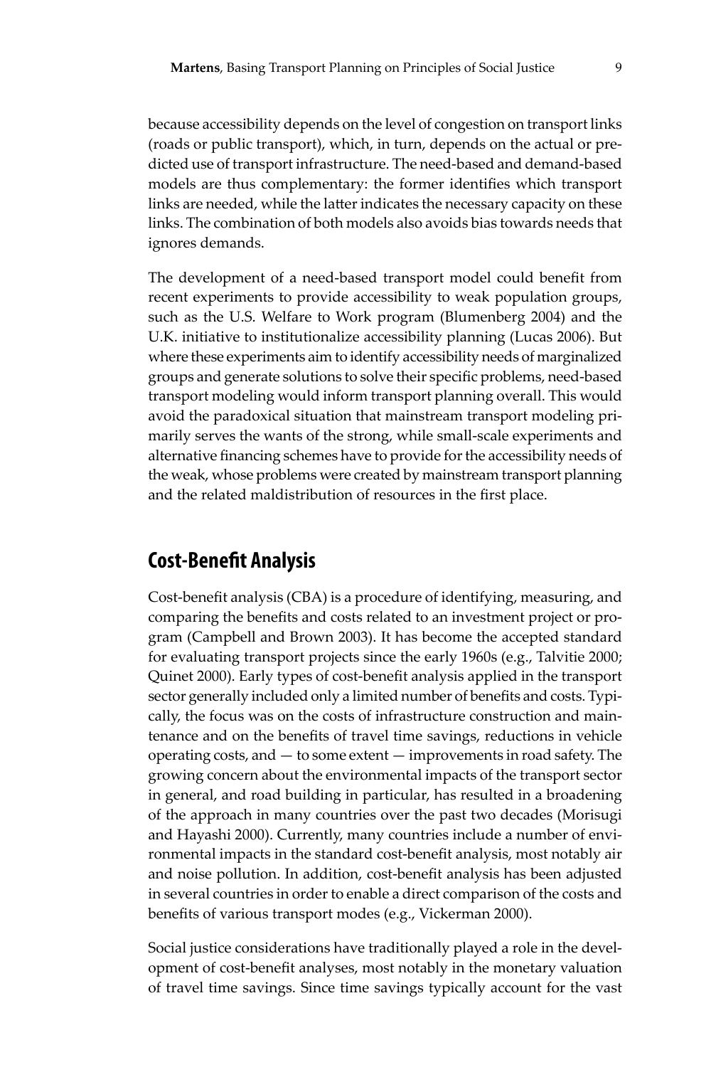because accessibility depends on the level of congestion on transport links (roads or public transport), which, in turn, depends on the actual or predicted use of transport infrastructure. The need-based and demand-based models are thus complementary: the former identifies which transport links are needed, while the latter indicates the necessary capacity on these links. The combination of both models also avoids bias towards needs that ignores demands.

The development of a need-based transport model could benefit from recent experiments to provide accessibility to weak population groups, such as the U.S. Welfare to Work program (Blumenberg 2004) and the U.K. initiative to institutionalize accessibility planning (Lucas 2006). But where these experiments aim to identify accessibility needs of marginalized groups and generate solutions to solve their specific problems, need-based transport modeling would inform transport planning overall. This would avoid the paradoxical situation that mainstream transport modeling primarily serves the wants of the strong, while small-scale experiments and alternative financing schemes have to provide for the accessibility needs of the weak, whose problems were created by mainstream transport planning and the related maldistribution of resources in the first place.

## Cost-Benefit Analysis

Cost-benefit analysis (CBA) is a procedure of identifying, measuring, and comparing the benefits and costs related to an investment project or program (Campbell and Brown 2003). It has become the accepted standard for evaluating transport projects since the early 1960s (e.g., Talvitie 2000; Quinet 2000). Early types of cost-benefit analysis applied in the transport sector generally included only a limited number of benefits and costs. Typically, the focus was on the costs of infrastructure construction and maintenance and on the benefits of travel time savings, reductions in vehicle operating costs, and — to some extent — improvements in road safety. The growing concern about the environmental impacts of the transport sector in general, and road building in particular, has resulted in a broadening of the approach in many countries over the past two decades (Morisugi and Hayashi 2000). Currently, many countries include a number of environmental impacts in the standard cost-benefit analysis, most notably air and noise pollution. In addition, cost-benefit analysis has been adjusted in several countries in order to enable a direct comparison of the costs and benefits of various transport modes (e.g., Vickerman 2000).

Social justice considerations have traditionally played a role in the development of cost-benefit analyses, most notably in the monetary valuation of travel time savings. Since time savings typically account for the vast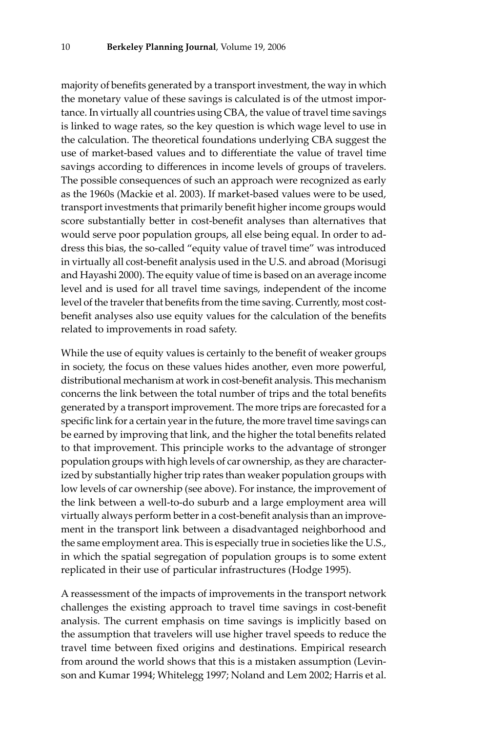majority of benefits generated by a transport investment, the way in which the monetary value of these savings is calculated is of the utmost importance. In virtually all countries using CBA, the value of travel time savings is linked to wage rates, so the key question is which wage level to use in the calculation. The theoretical foundations underlying CBA suggest the use of market-based values and to differentiate the value of travel time savings according to differences in income levels of groups of travelers. The possible consequences of such an approach were recognized as early as the 1960s (Mackie et al. 2003). If market-based values were to be used, transport investments that primarily benefit higher income groups would score substantially better in cost-benefit analyses than alternatives that would serve poor population groups, all else being equal. In order to address this bias, the so-called "equity value of travel time" was introduced in virtually all cost-benefit analysis used in the U.S. and abroad (Morisugi and Hayashi 2000). The equity value of time is based on an average income level and is used for all travel time savings, independent of the income level of the traveler that benefits from the time saving. Currently, most cost-benefit analyses also use equity values for the calculation of the benefits related to improvements in road safety.

While the use of equity values is certainly to the benefit of weaker groups in society, the focus on these values hides another, even more powerful, distributional mechanism at work in cost-benefit analysis. This mechanism concerns the link between the total number of trips and the total benefits generated by a transport improvement. The more trips are forecasted for a specific link for a certain year in the future, the more travel time savings can be earned by improving that link, and the higher the total benefits related to that improvement. This principle works to the advantage of stronger population groups with high levels of car ownership, as they are characterized by substantially higher trip rates than weaker population groups with low levels of car ownership (see above). For instance, the improvement of the link between a well-to-do suburb and a large employment area will virtually always perform better in a cost-benefit analysis than an improvement in the transport link between a disadvantaged neighborhood and the same employment area. This is especially true in societies like the U.S., in which the spatial segregation of population groups is to some extent replicated in their use of particular infrastructures (Hodge 1995).

A reassessment of the impacts of improvements in the transport network challenges the existing approach to travel time savings in cost-benefit analysis. The current emphasis on time savings is implicitly based on the assumption that travelers will use higher travel speeds to reduce the travel time between fixed origins and destinations. Empirical research from around the world shows that this is a mistaken assumption (Levinson and Kumar 1994; Whitelegg 1997; Noland and Lem 2002; Harris et al.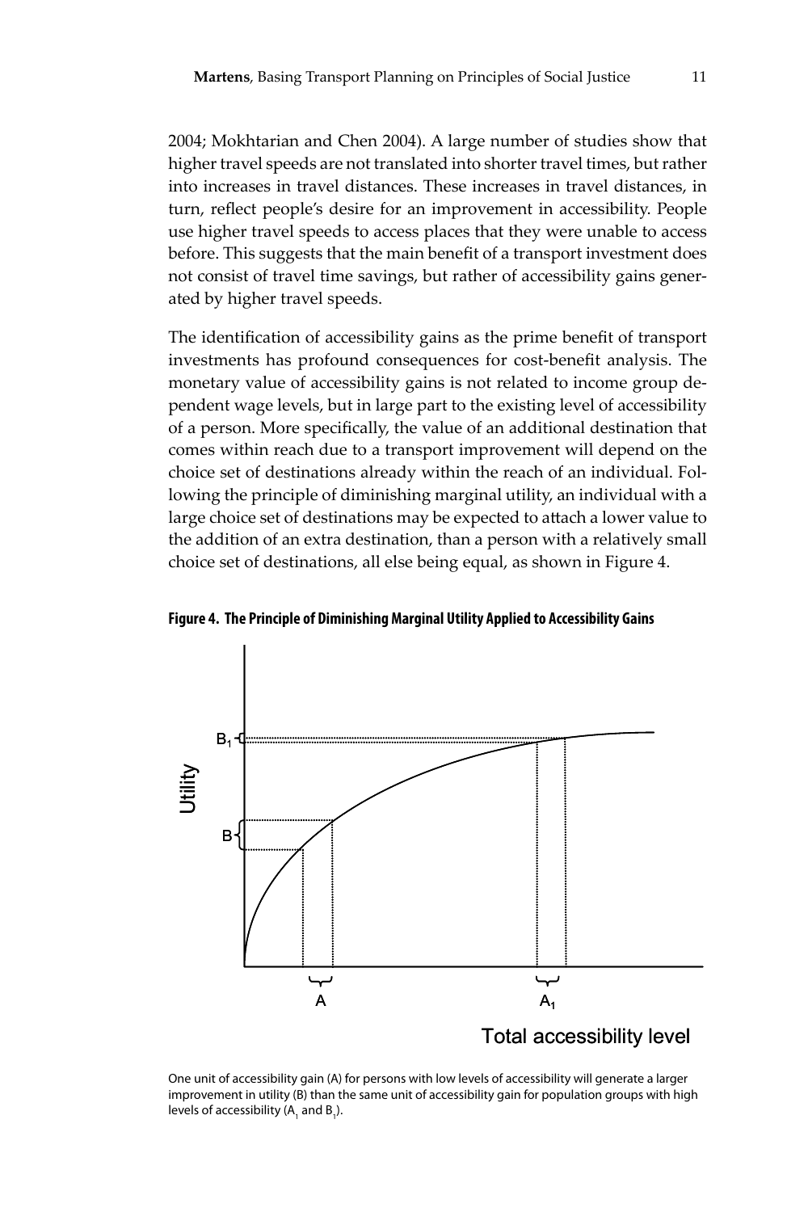2004; Mokhtarian and Chen 2004). A large number of studies show that higher travel speeds are not translated into shorter travel times, but rather into increases in travel distances. These increases in travel distances, in turn, reflect people's desire for an improvement in accessibility. People use higher travel speeds to access places that they were unable to access before. This suggests that the main benefit of a transport investment does not consist of travel time savings, but rather of accessibility gains generated by higher travel speeds.

The identification of accessibility gains as the prime benefit of transport investments has profound consequences for cost-benefit analysis. The monetary value of accessibility gains is not related to income group dependent wage levels, but in large part to the existing level of accessibility of a person. More specifically, the value of an additional destination that comes within reach due to a transport improvement will depend on the choice set of destinations already within the reach of an individual. Following the principle of diminishing marginal utility, an individual with a large choice set of destinations may be expected to attach a lower value to the addition of an extra destination, than a person with a relatively small choice set of destinations, all else being equal, as shown in Figure 4.

**Figure 4. The Principle of Diminishing Marginal Utility Applied to Accessibility Gains**

One unit of accessibility gain (A) for persons with low levels of accessibility will generate a larger improvement in utility (B) than the same unit of accessibility gain for population groups with high levels of accessibility ($A_1$ and $B_1$).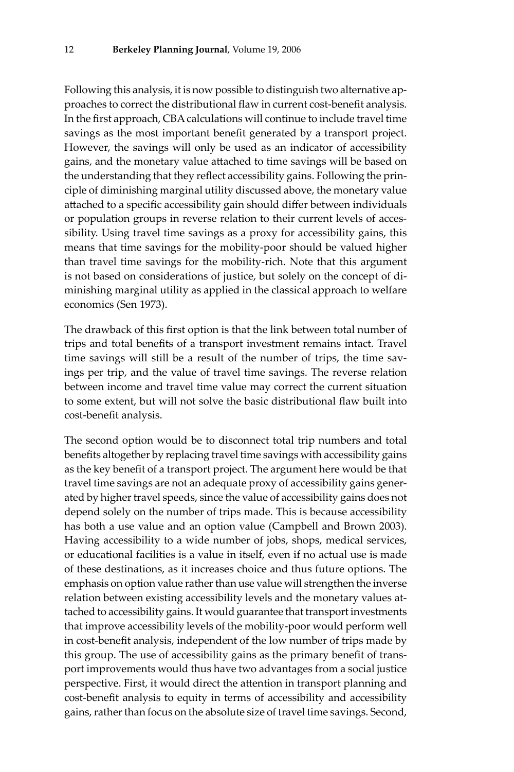Following this analysis, it is now possible to distinguish two alternative approaches to correct the distributional flaw in current cost-benefit analysis. In the first approach, CBA calculations will continue to include travel time savings as the most important benefit generated by a transport project. However, the savings will only be used as an indicator of accessibility gains, and the monetary value attached to time savings will be based on the understanding that they reflect accessibility gains. Following the principle of diminishing marginal utility discussed above, the monetary value attached to a specific accessibility gain should differ between individuals or population groups in reverse relation to their current levels of accessibility. Using travel time savings as a proxy for accessibility gains, this means that time savings for the mobility-poor should be valued higher than travel time savings for the mobility-rich. Note that this argument is not based on considerations of justice, but solely on the concept of diminishing marginal utility as applied in the classical approach to welfare economics (Sen 1973).

The drawback of this first option is that the link between total number of trips and total benefits of a transport investment remains intact. Travel time savings will still be a result of the number of trips, the time savings per trip, and the value of travel time savings. The reverse relation between income and travel time value may correct the current situation to some extent, but will not solve the basic distributional flaw built into cost-benefit analysis.

The second option would be to disconnect total trip numbers and total benefits altogether by replacing travel time savings with accessibility gains as the key benefit of a transport project. The argument here would be that travel time savings are not an adequate proxy of accessibility gains generated by higher travel speeds, since the value of accessibility gains does not depend solely on the number of trips made. This is because accessibility has both a use value and an option value (Campbell and Brown 2003). Having accessibility to a wide number of jobs, shops, medical services, or educational facilities is a value in itself, even if no actual use is made of these destinations, as it increases choice and thus future options. The emphasis on option value rather than use value will strengthen the inverse relation between existing accessibility levels and the monetary values attached to accessibility gains. It would guarantee that transport investments that improve accessibility levels of the mobility-poor would perform well in cost-benefit analysis, independent of the low number of trips made by this group. The use of accessibility gains as the primary benefit of transport improvements would thus have two advantages from a social justice perspective. First, it would direct the attention in transport planning and cost-benefit analysis to equity in terms of accessibility and accessibility gains, rather than focus on the absolute size of travel time savings. Second,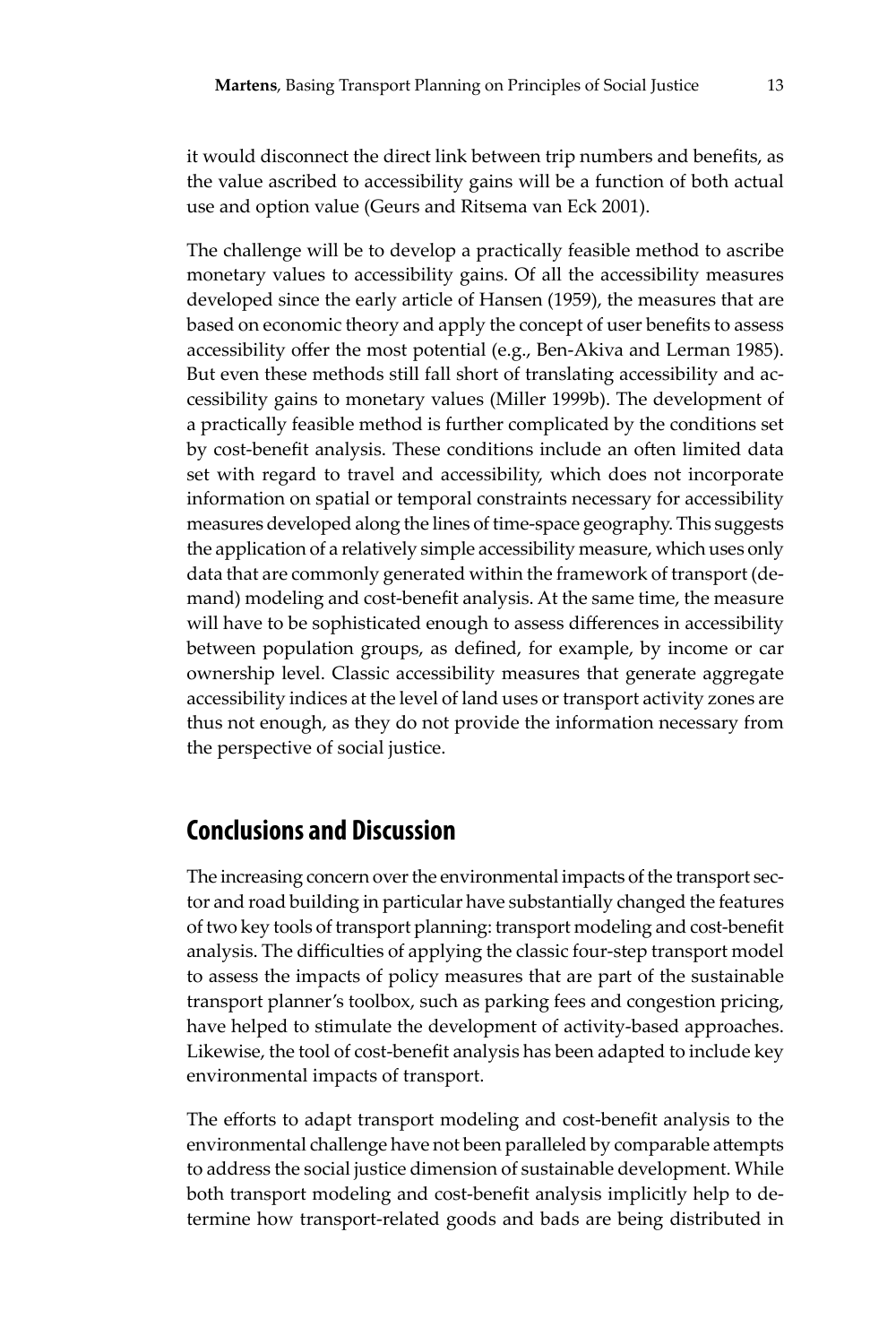it would disconnect the direct link between trip numbers and benefits, as the value ascribed to accessibility gains will be a function of both actual use and option value (Geurs and Ritsema van Eck 2001).

The challenge will be to develop a practically feasible method to ascribe monetary values to accessibility gains. Of all the accessibility measures developed since the early article of Hansen (1959), the measures that are based on economic theory and apply the concept of user benefits to assess accessibility offer the most potential (e.g., Ben-Akiva and Lerman 1985). But even these methods still fall short of translating accessibility and accessibility gains to monetary values (Miller 1999b). The development of a practically feasible method is further complicated by the conditions set by cost-benefit analysis. These conditions include an often limited data set with regard to travel and accessibility, which does not incorporate information on spatial or temporal constraints necessary for accessibility measures developed along the lines of time-space geography. This suggests the application of a relatively simple accessibility measure, which uses only data that are commonly generated within the framework of transport (demand) modeling and cost-benefit analysis. At the same time, the measure will have to be sophisticated enough to assess differences in accessibility between population groups, as defined, for example, by income or car ownership level. Classic accessibility measures that generate aggregate accessibility indices at the level of land uses or transport activity zones are thus not enough, as they do not provide the information necessary from the perspective of social justice.

## Conclusions and Discussion

The increasing concern over the environmental impacts of the transport sector and road building in particular have substantially changed the features of two key tools of transport planning: transport modeling and cost-benefit analysis. The difficulties of applying the classic four-step transport model to assess the impacts of policy measures that are part of the sustainable transport planner's toolbox, such as parking fees and congestion pricing, have helped to stimulate the development of activity-based approaches. Likewise, the tool of cost-benefit analysis has been adapted to include key environmental impacts of transport.

The efforts to adapt transport modeling and cost-benefit analysis to the environmental challenge have not been paralleled by comparable attempts to address the social justice dimension of sustainable development. While both transport modeling and cost-benefit analysis implicitly help to determine how transport-related goods and bads are being distributed in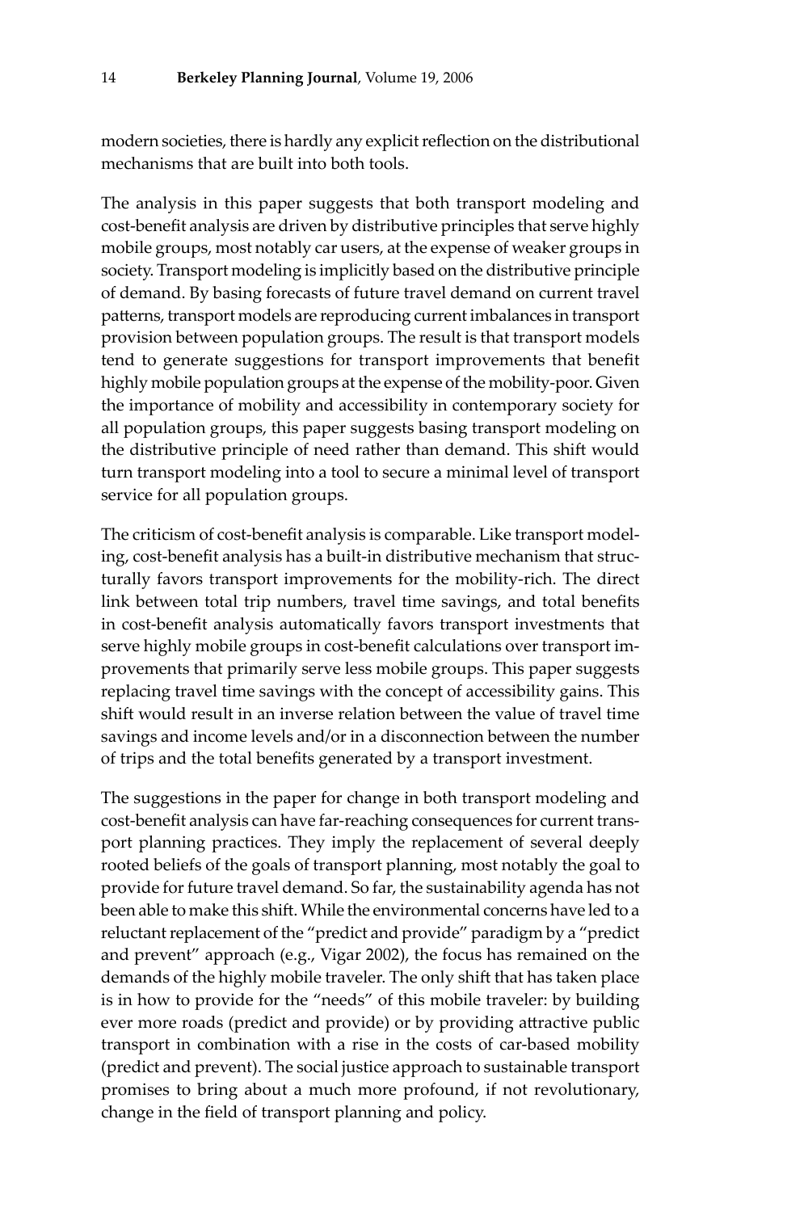modern societies, there is hardly any explicit reflection on the distributional mechanisms that are built into both tools.

The analysis in this paper suggests that both transport modeling and cost-benefit analysis are driven by distributive principles that serve highly mobile groups, most notably car users, at the expense of weaker groups in society. Transport modeling is implicitly based on the distributive principle of demand. By basing forecasts of future travel demand on current travel patterns, transport models are reproducing current imbalances in transport provision between population groups. The result is that transport models tend to generate suggestions for transport improvements that benefit highly mobile population groups at the expense of the mobility-poor. Given the importance of mobility and accessibility in contemporary society for all population groups, this paper suggests basing transport modeling on the distributive principle of need rather than demand. This shift would turn transport modeling into a tool to secure a minimal level of transport service for all population groups.

The criticism of cost-benefit analysis is comparable. Like transport modeling, cost-benefit analysis has a built-in distributive mechanism that structurally favors transport improvements for the mobility-rich. The direct link between total trip numbers, travel time savings, and total benefits in cost-benefit analysis automatically favors transport investments that serve highly mobile groups in cost-benefit calculations over transport improvements that primarily serve less mobile groups. This paper suggests replacing travel time savings with the concept of accessibility gains. This shift would result in an inverse relation between the value of travel time savings and income levels and/or in a disconnection between the number of trips and the total benefits generated by a transport investment.

The suggestions in the paper for change in both transport modeling and cost-benefit analysis can have far-reaching consequences for current transport planning practices. They imply the replacement of several deeply rooted beliefs of the goals of transport planning, most notably the goal to provide for future travel demand. So far, the sustainability agenda has not been able to make this shift. While the environmental concerns have led to a reluctant replacement of the "predict and provide" paradigm by a "predict and prevent" approach (e.g., Vigar 2002), the focus has remained on the demands of the highly mobile traveler. The only shift that has taken place is in how to provide for the "needs" of this mobile traveler: by building ever more roads (predict and provide) or by providing attractive public transport in combination with a rise in the costs of car-based mobility (predict and prevent). The social justice approach to sustainable transport promises to bring about a much more profound, if not revolutionary, change in the field of transport planning and policy.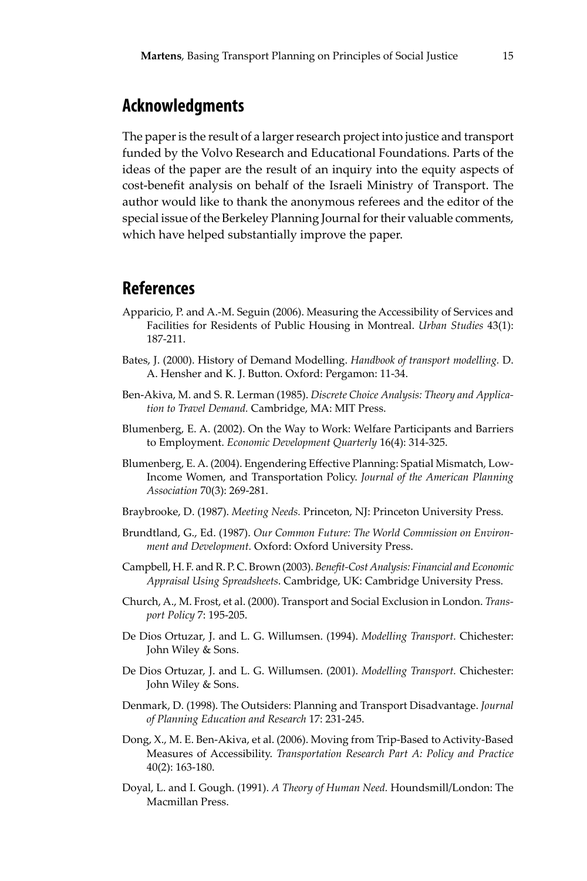## Acknowledgments

The paper is the result of a larger research project into justice and transport funded by the Volvo Research and Educational Foundations. Parts of the ideas of the paper are the result of an inquiry into the equity aspects of cost-benefit analysis on behalf of the Israeli Ministry of Transport. The author would like to thank the anonymous referees and the editor of the special issue of the Berkeley Planning Journal for their valuable comments, which have helped substantially improve the paper.

## References

Apparicio, P. and A.-M. Seguin (2006). Measuring the Accessibility of Services and Facilities for Residents of Public Housing in Montreal. *Urban Studies* 43(1): 187-211.

Bates, J. (2000). History of Demand Modelling. *Handbook of transport modelling.* D. A. Hensher and K. J. Button. Oxford: Pergamon: 11-34.

Ben-Akiva, M. and S. R. Lerman (1985). *Discrete Choice Analysis: Theory and Application to Travel Demand.* Cambridge, MA: MIT Press.

Blumenberg, E. A. (2002). On the Way to Work: Welfare Participants and Barriers to Employment. *Economic Development Quarterly* 16(4): 314-325.

Blumenberg, E. A. (2004). Engendering Effective Planning: Spatial Mismatch, Low-Income Women, and Transportation Policy. *Journal of the American Planning Association* 70(3): 269-281.

Braybrooke, D. (1987). *Meeting Needs.* Princeton, NJ: Princeton University Press.

Brundtland, G., Ed. (1987). *Our Common Future: The World Commission on Environment and Development.* Oxford: Oxford University Press.

Campbell, H. F. and R. P. C. Brown (2003). *Benefit-Cost Analysis: Financial and Economic Appraisal Using Spreadsheets*. Cambridge, UK: Cambridge University Press.

Church, A., M. Frost, et al. (2000). Transport and Social Exclusion in London. *Transport Policy* 7: 195-205.

De Dios Ortuzar, J. and L. G. Willumsen. (1994). *Modelling Transport.* Chichester: John Wiley & Sons.

De Dios Ortuzar, J. and L. G. Willumsen. (2001). *Modelling Transport.* Chichester: John Wiley & Sons.

Denmark, D. (1998). The Outsiders: Planning and Transport Disadvantage. *Journal of Planning Education and Research* 17: 231-245.

Dong, X., M. E. Ben-Akiva, et al. (2006). Moving from Trip-Based to Activity-Based Measures of Accessibility. *Transportation Research Part A: Policy and Practice* 40(2): 163-180.

Doyal, L. and I. Gough. (1991). *A Theory of Human Need.* Houndsmill/London: The Macmillan Press.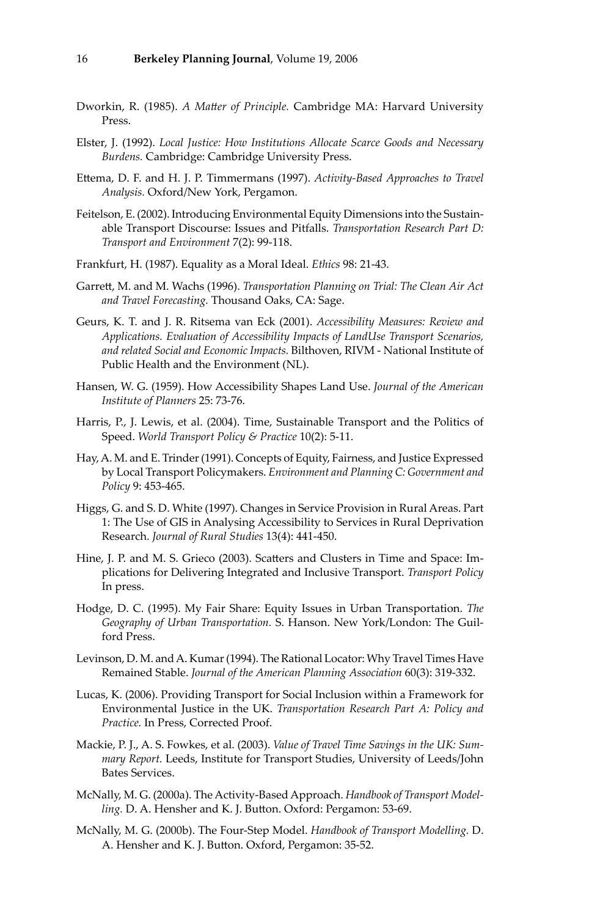Dworkin, R. (1985). *A Matter of Principle.* Cambridge MA: Harvard University Press.

Elster, J. (1992). *Local Justice: How Institutions Allocate Scarce Goods and Necessary Burdens.* Cambridge: Cambridge University Press.

Ettema, D. F. and H. J. P. Timmermans (1997). *Activity-Based Approaches to Travel Analysis.* Oxford/New York, Pergamon.

Feitelson, E. (2002). Introducing Environmental Equity Dimensions into the Sustainable Transport Discourse: Issues and Pitfalls. *Transportation Research Part D: Transport and Environment* 7(2): 99-118.

Frankfurt, H. (1987). Equality as a Moral Ideal. *Ethics* 98: 21-43.

Garrett, M. and M. Wachs (1996). *Transportation Planning on Trial: The Clean Air Act and Travel Forecasting.* Thousand Oaks, CA: Sage.

Geurs, K. T. and J. R. Ritsema van Eck (2001). *Accessibility Measures: Review and Applications. Evaluation of Accessibility Impacts of LandUse Transport Scenarios, and related Social and Economic Impacts.* Bilthoven, RIVM - National Institute of Public Health and the Environment (NL).

Hansen, W. G. (1959). How Accessibility Shapes Land Use. *Journal of the American Institute of Planners* 25: 73-76.

Harris, P., J. Lewis, et al. (2004). Time, Sustainable Transport and the Politics of Speed. *World Transport Policy & Practice* 10(2): 5-11.

Hay, A. M. and E. Trinder (1991). Concepts of Equity, Fairness, and Justice Expressed by Local Transport Policymakers. *Environment and Planning C: Government and Policy* 9: 453-465.

Higgs, G. and S. D. White (1997). Changes in Service Provision in Rural Areas. Part 1: The Use of GIS in Analysing Accessibility to Services in Rural Deprivation Research. *Journal of Rural Studies* 13(4): 441-450.

Hine, J. P. and M. S. Grieco (2003). Scatters and Clusters in Time and Space: Implications for Delivering Integrated and Inclusive Transport. *Transport Policy* In press.

Hodge, D. C. (1995). My Fair Share: Equity Issues in Urban Transportation. *The Geography of Urban Transportation.* S. Hanson. New York/London: The Guilford Press.

Levinson, D. M. and A. Kumar (1994). The Rational Locator: Why Travel Times Have Remained Stable. *Journal of the American Planning Association* 60(3): 319-332.

Lucas, K. (2006). Providing Transport for Social Inclusion within a Framework for Environmental Justice in the UK. *Transportation Research Part A: Policy and Practice.* In Press, Corrected Proof.

Mackie, P. J., A. S. Fowkes, et al. (2003). *Value of Travel Time Savings in the UK: Summary Report.* Leeds, Institute for Transport Studies, University of Leeds/John Bates Services.

McNally, M. G. (2000a). The Activity-Based Approach. *Handbook of Transport Modelling.* D. A. Hensher and K. J. Button. Oxford: Pergamon: 53-69.

McNally, M. G. (2000b). The Four-Step Model. *Handbook of Transport Modelling.* D. A. Hensher and K. J. Button. Oxford, Pergamon: 35-52.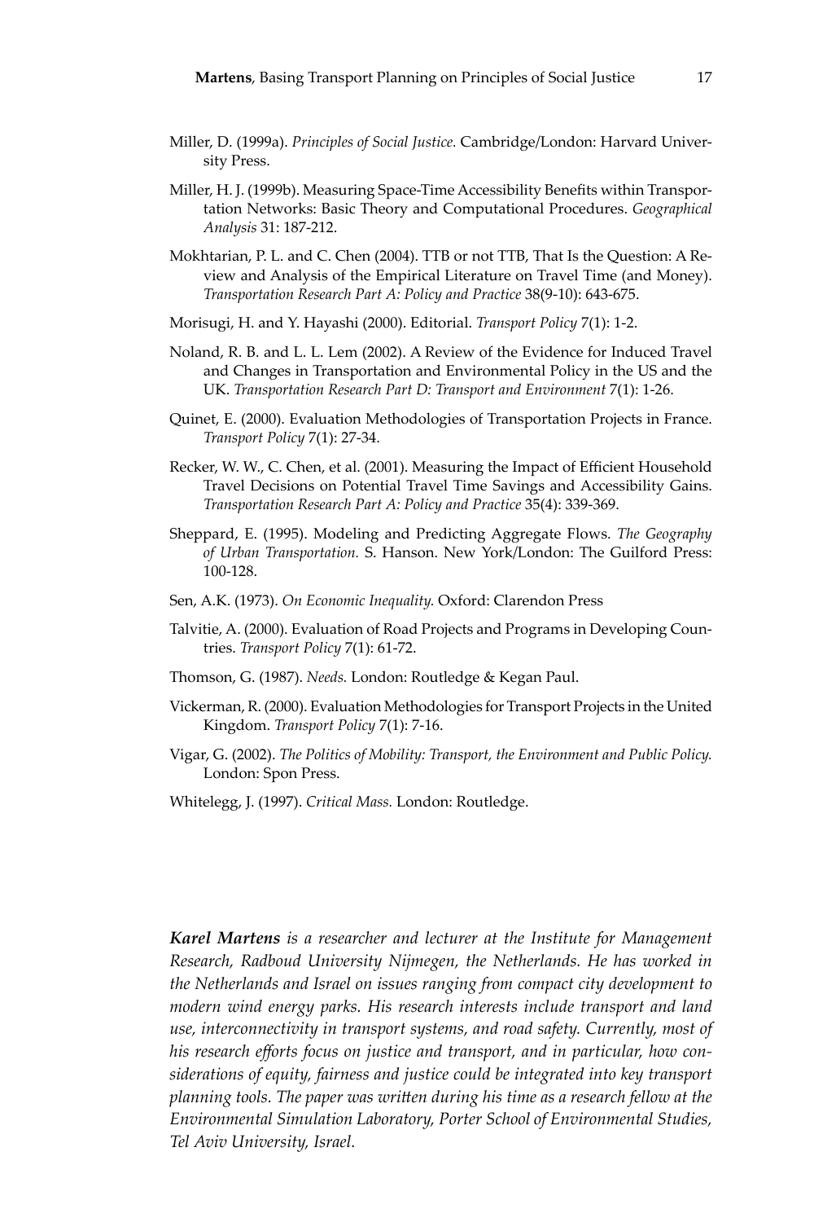Miller, D. (1999a). *Principles of Social Justice.* Cambridge/London: Harvard University Press.

Miller, H. J. (1999b). Measuring Space-Time Accessibility Benefits within Transportation Networks: Basic Theory and Computational Procedures. *Geographical Analysis* 31: 187-212.

Mokhtarian, P. L. and C. Chen (2004). TTB or not TTB, That Is the Question: A Review and Analysis of the Empirical Literature on Travel Time (and Money). *Transportation Research Part A: Policy and Practice* 38(9-10): 643-675.

Morisugi, H. and Y. Hayashi (2000). Editorial. *Transport Policy* 7(1): 1-2.

Noland, R. B. and L. L. Lem (2002). A Review of the Evidence for Induced Travel and Changes in Transportation and Environmental Policy in the US and the UK. *Transportation Research Part D: Transport and Environment* 7(1): 1-26.

Quinet, E. (2000). Evaluation Methodologies of Transportation Projects in France. *Transport Policy* 7(1): 27-34.

Recker, W. W., C. Chen, et al. (2001). Measuring the Impact of Efficient Household Travel Decisions on Potential Travel Time Savings and Accessibility Gains. *Transportation Research Part A: Policy and Practice* 35(4): 339-369.

Sheppard, E. (1995). Modeling and Predicting Aggregate Flows. *The Geography of Urban Transportation.* S. Hanson. New York/London: The Guilford Press: 100-128.

Sen, A.K. (1973). *On Economic Inequality.* Oxford: Clarendon Press

Talvitie, A. (2000). Evaluation of Road Projects and Programs in Developing Countries. *Transport Policy* 7(1): 61-72.

Thomson, G. (1987). *Needs.* London: Routledge & Kegan Paul.

Vickerman, R. (2000). Evaluation Methodologies for Transport Projects in the United Kingdom. *Transport Policy* 7(1): 7-16.

Vigar, G. (2002). *The Politics of Mobility: Transport, the Environment and Public Policy.* London: Spon Press.

Whitelegg, J. (1997). *Critical Mass.* London: Routledge.

***Karel Martens*** *is a researcher and lecturer at the Institute for Management Research, Radboud University Nijmegen, the Netherlands. He has worked in the Netherlands and Israel on issues ranging from compact city development to modern wind energy parks. His research interests include transport and land use, interconnectivity in transport systems, and road safety. Currently, most of his research efforts focus on justice and transport, and in particular, how considerations of equity, fairness and justice could be integrated into key transport planning tools. The paper was written during his time as a research fellow at the Environmental Simulation Laboratory, Porter School of Environmental Studies, Tel Aviv University, Israel.*